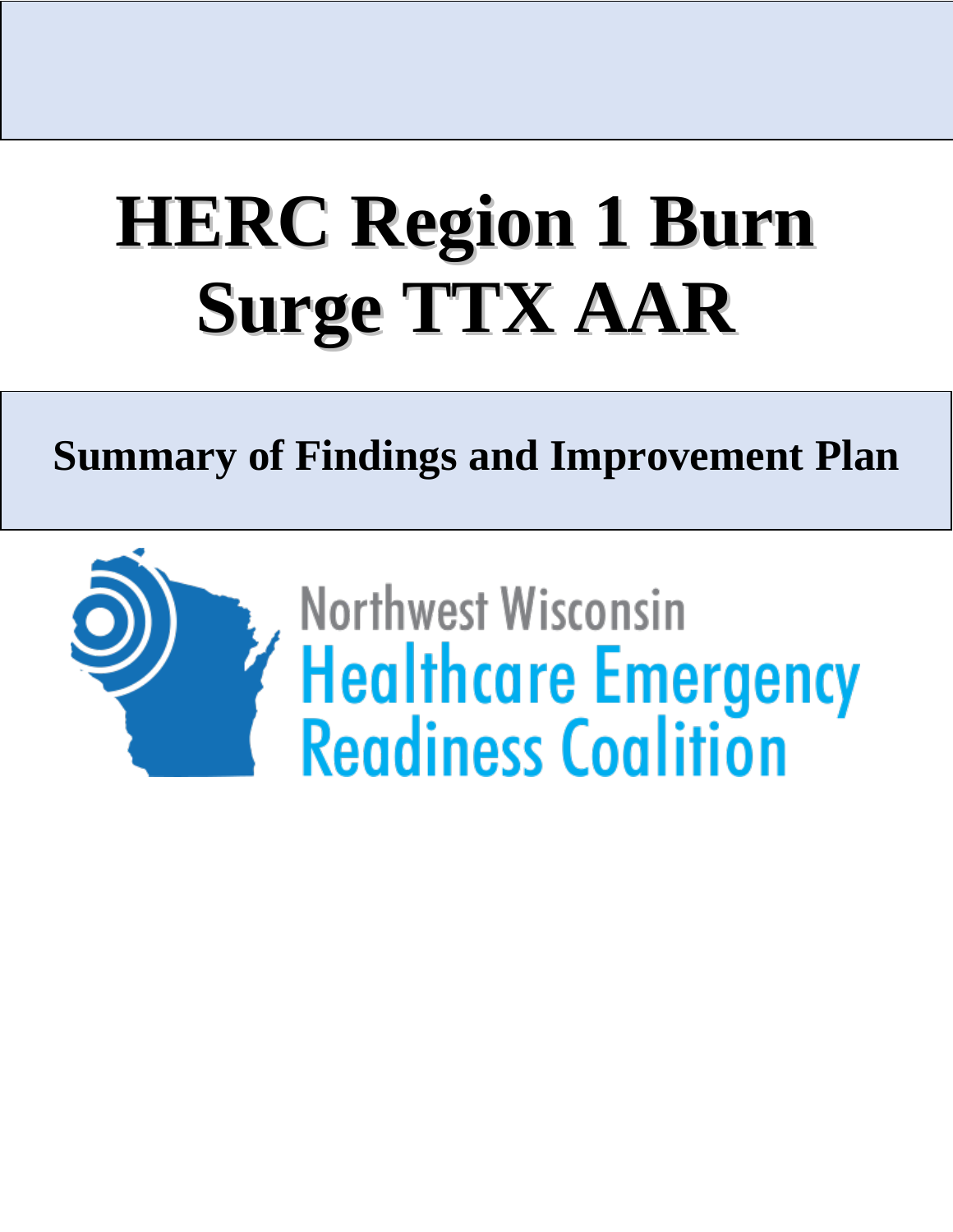# HERC Region 1 Burn Surge TTX AAR

## Summary of Findings and Improvement Plan

Northwest Wisconsin
Healthcare Emergency
Readiness Coalition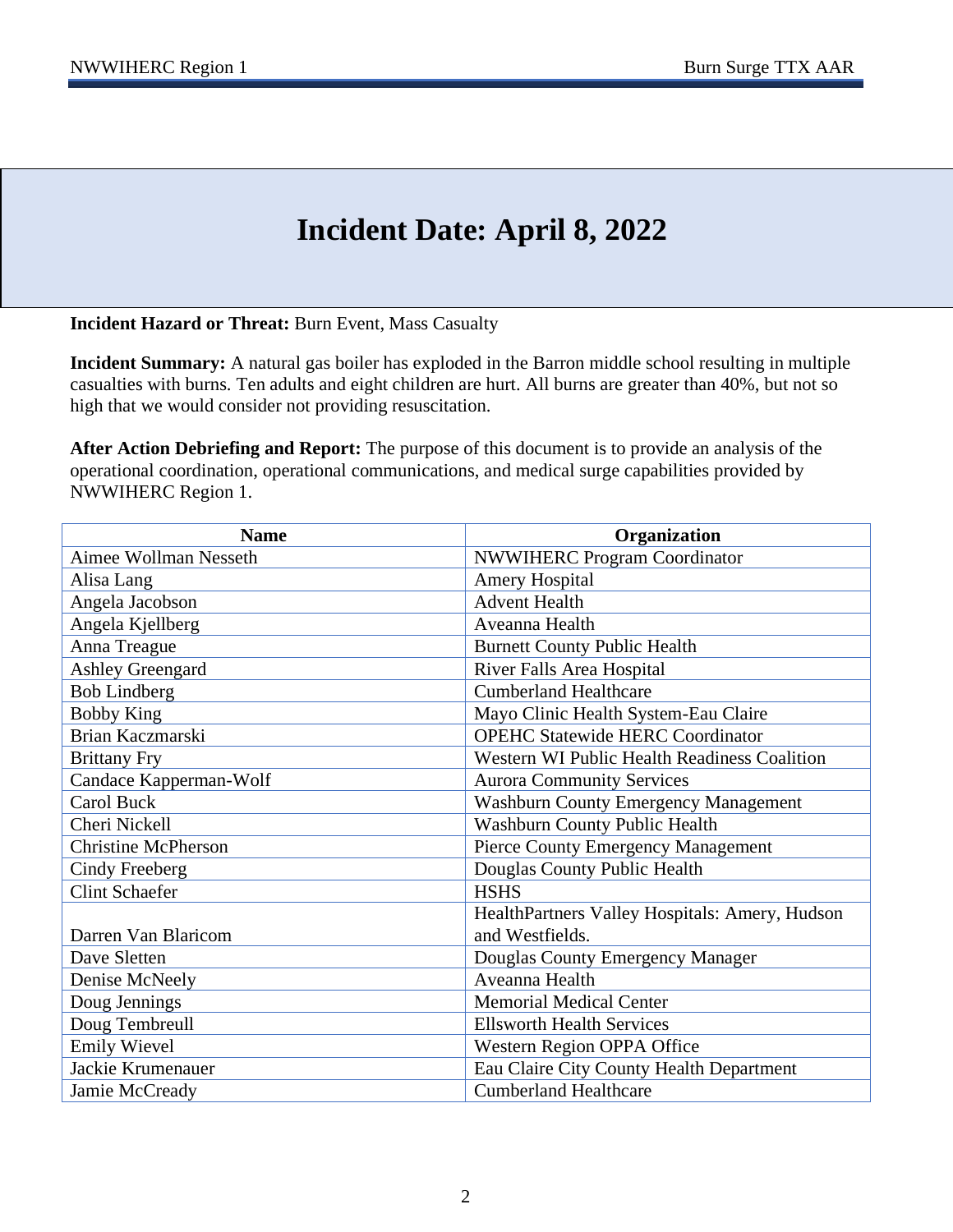# Incident Date: April 8, 2022

**Incident Hazard or Threat:** Burn Event, Mass Casualty

**Incident Summary:** A natural gas boiler has exploded in the Barron middle school resulting in multiple casualties with burns. Ten adults and eight children are hurt. All burns are greater than 40%, but not so high that we would consider not providing resuscitation.

**After Action Debriefing and Report:** The purpose of this document is to provide an analysis of the operational coordination, operational communications, and medical surge capabilities provided by NWWIHERC Region 1.

| Name | Organization |
|---|---|
| Aimee Wollman Nesseth | NWWIHERC Program Coordinator |
| Alisa Lang | Amery Hospital |
| Angela Jacobson | Advent Health |
| Angela Kjellberg | Aveanna Health |
| Anna Treague | Burnett County Public Health |
| Ashley Greengard | River Falls Area Hospital |
| Bob Lindberg | Cumberland Healthcare |
| Bobby King | Mayo Clinic Health System-Eau Claire |
| Brian Kaczmarski | OPEHC Statewide HERC Coordinator |
| Brittany Fry | Western WI Public Health Readiness Coalition |
| Candace Kapperman-Wolf | Aurora Community Services |
| Carol Buck | Washburn County Emergency Management |
| Cheri Nickell | Washburn County Public Health |
| Christine McPherson | Pierce County Emergency Management |
| Cindy Freeberg | Douglas County Public Health |
| Clint Schaefer | HSHS |
| Darren Van Blaricom | HealthPartners Valley Hospitals: Amery, Hudson and Westfields. |
| Dave Sletten | Douglas County Emergency Manager |
| Denise McNeely | Aveanna Health |
| Doug Jennings | Memorial Medical Center |
| Doug Tembreull | Ellsworth Health Services |
| Emily Wievel | Western Region OPPA Office |
| Jackie Krumenauer | Eau Claire City County Health Department |
| Jamie McCready | Cumberland Healthcare |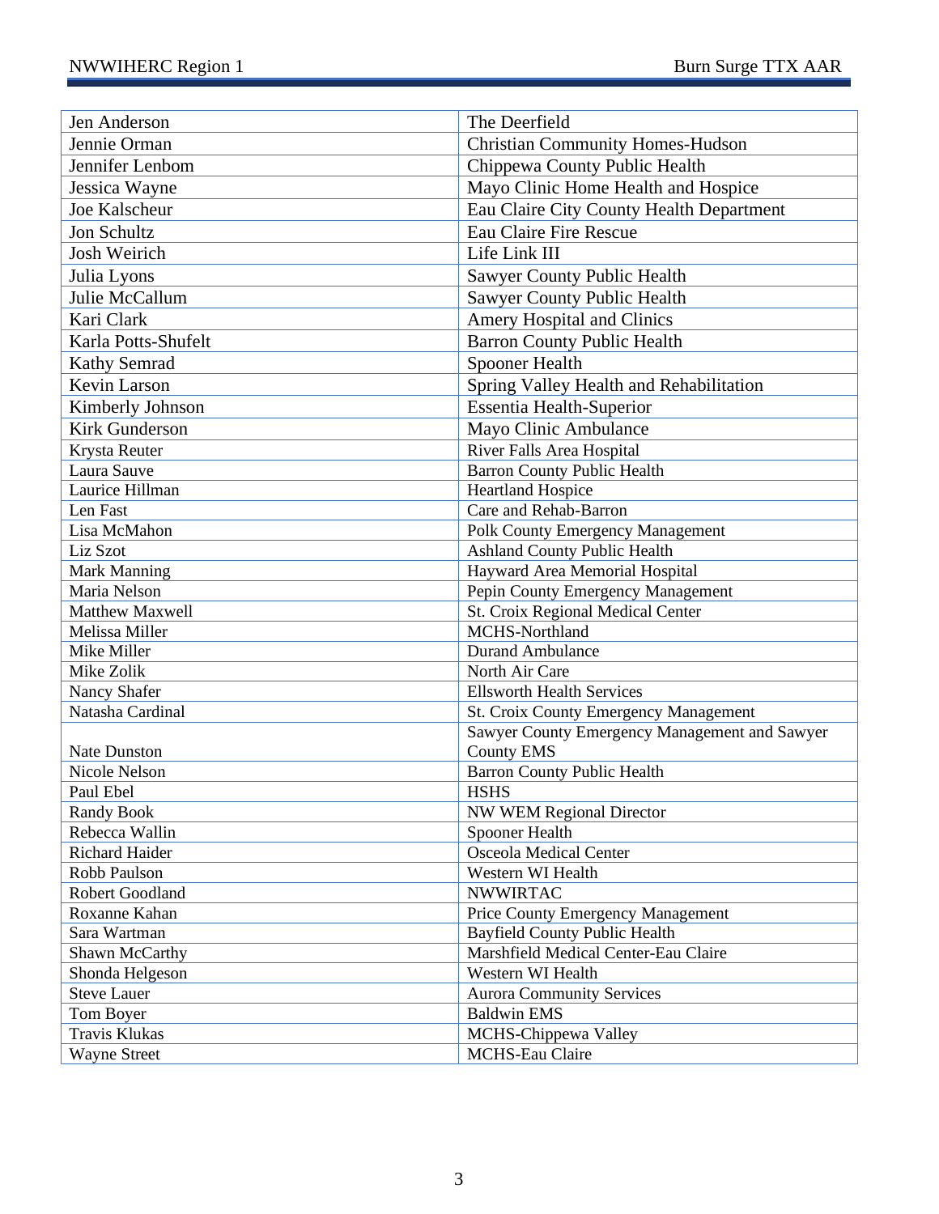| Jen Anderson | The Deerfield |
|---|---|
| Jennie Orman | Christian Community Homes-Hudson |
| Jennifer Lenbom | Chippewa County Public Health |
| Jessica Wayne | Mayo Clinic Home Health and Hospice |
| Joe Kalscheur | Eau Claire City County Health Department |
| Jon Schultz | Eau Claire Fire Rescue |
| Josh Weirich | Life Link III |
| Julia Lyons | Sawyer County Public Health |
| Julie McCallum | Sawyer County Public Health |
| Kari Clark | Amery Hospital and Clinics |
| Karla Potts-Shufelt | Barron County Public Health |
| Kathy Semrad | Spooner Health |
| Kevin Larson | Spring Valley Health and Rehabilitation |
| Kimberly Johnson | Essentia Health-Superior |
| Kirk Gunderson | Mayo Clinic Ambulance |
| Krysta Reuter | River Falls Area Hospital |
| Laura Sauve | Barron County Public Health |
| Laurice Hillman | Heartland Hospice |
| Len Fast | Care and Rehab-Barron |
| Lisa McMahon | Polk County Emergency Management |
| Liz Szot | Ashland County Public Health |
| Mark Manning | Hayward Area Memorial Hospital |
| Maria Nelson | Pepin County Emergency Management |
| Matthew Maxwell | St. Croix Regional Medical Center |
| Melissa Miller | MCHS-Northland |
| Mike Miller | Durand Ambulance |
| Mike Zolik | North Air Care |
| Nancy Shafer | Ellsworth Health Services |
| Natasha Cardinal | St. Croix County Emergency Management |
| Nate Dunston | Sawyer County Emergency Management and Sawyer County EMS |
| Nicole Nelson | Barron County Public Health |
| Paul Ebel | HSHS |
| Randy Book | NW WEM Regional Director |
| Rebecca Wallin | Spooner Health |
| Richard Haider | Osceola Medical Center |
| Robb Paulson | Western WI Health |
| Robert Goodland | NWWIRTAC |
| Roxanne Kahan | Price County Emergency Management |
| Sara Wartman | Bayfield County Public Health |
| Shawn McCarthy | Marshfield Medical Center-Eau Claire |
| Shonda Helgeson | Western WI Health |
| Steve Lauer | Aurora Community Services |
| Tom Boyer | Baldwin EMS |
| Travis Klukas | MCHS-Chippewa Valley |
| Wayne Street | MCHS-Eau Claire |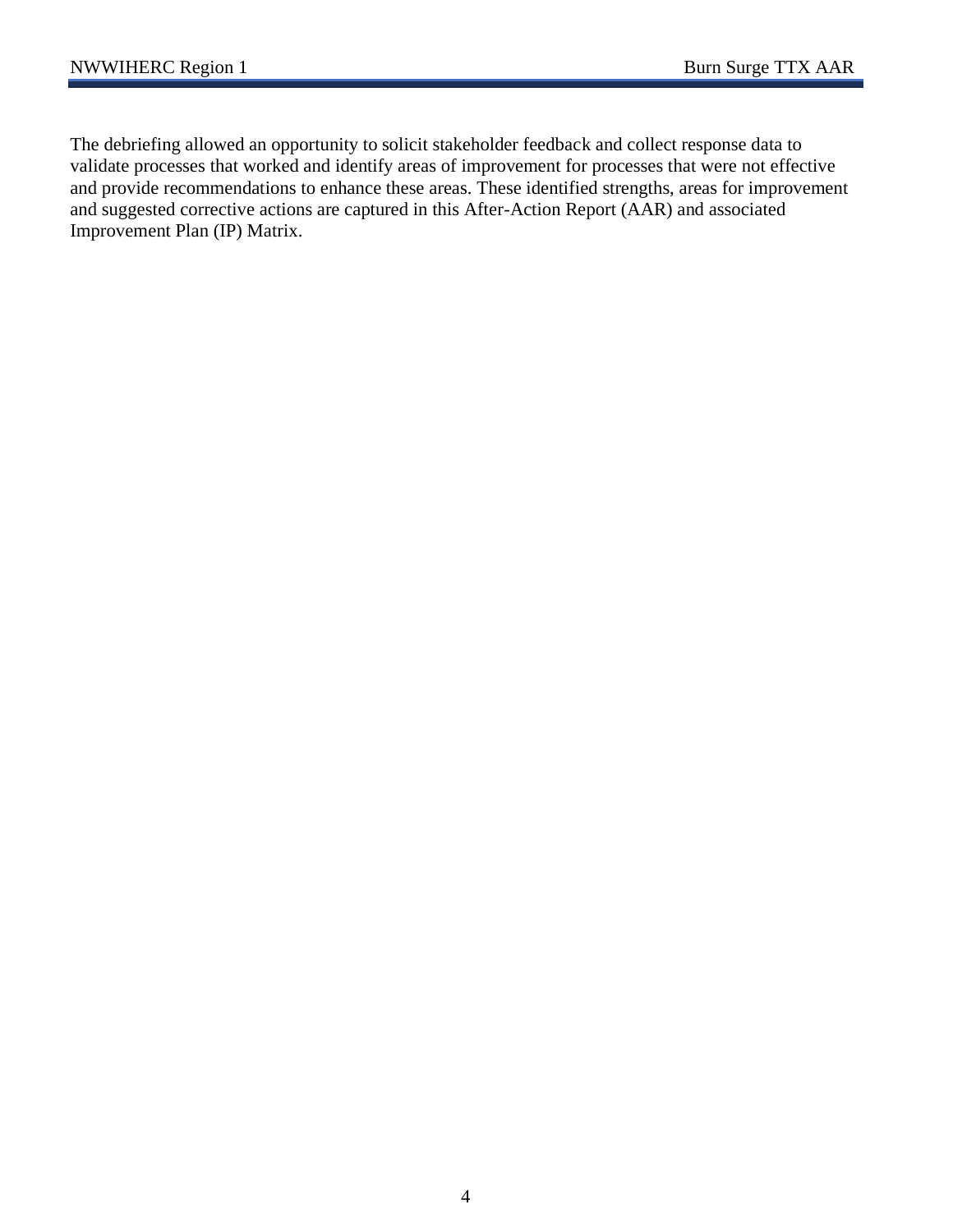The debriefing allowed an opportunity to solicit stakeholder feedback and collect response data to validate processes that worked and identify areas of improvement for processes that were not effective and provide recommendations to enhance these areas. These identified strengths, areas for improvement and suggested corrective actions are captured in this After-Action Report (AAR) and associated Improvement Plan (IP) Matrix.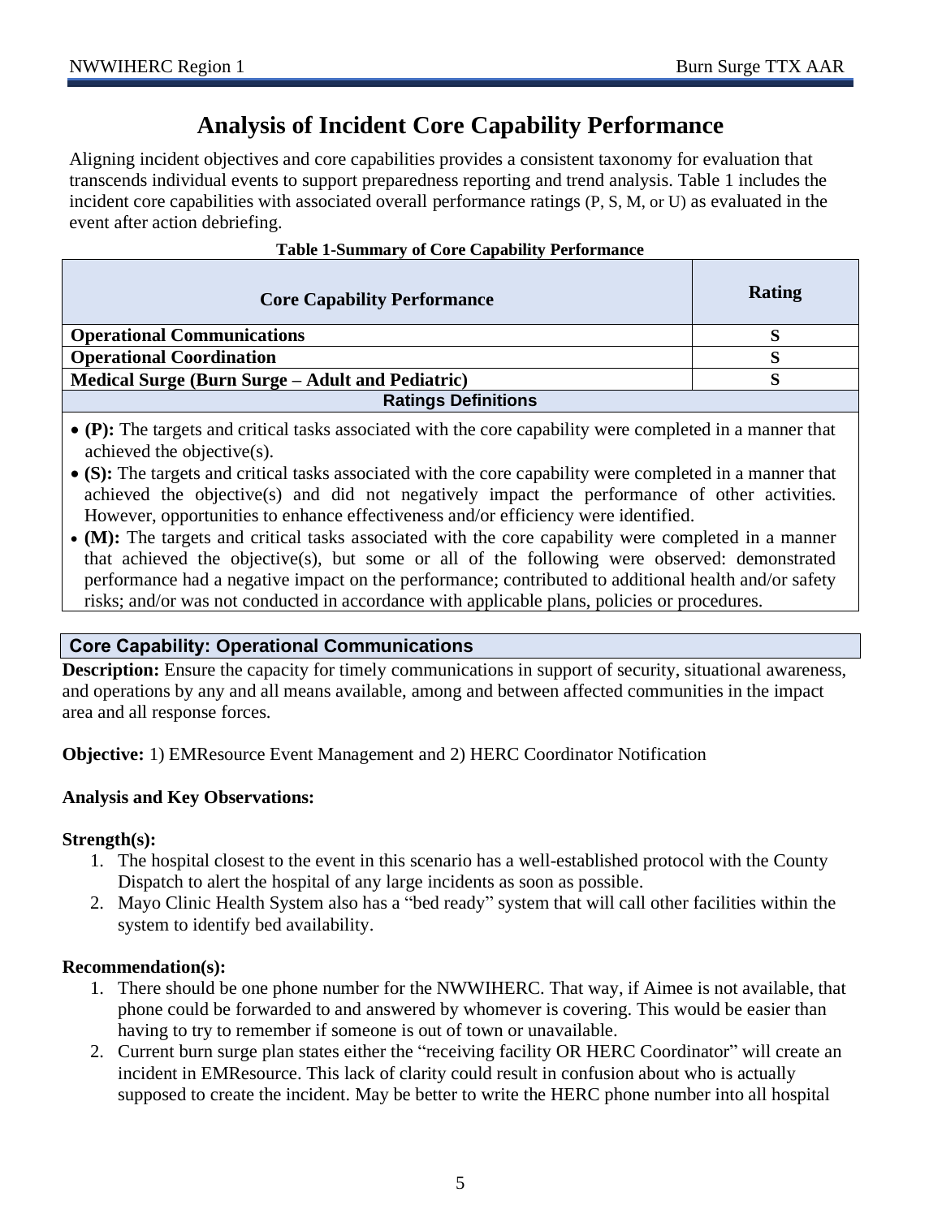# Analysis of Incident Core Capability Performance

Aligning incident objectives and core capabilities provides a consistent taxonomy for evaluation that transcends individual events to support preparedness reporting and trend analysis. Table 1 includes the incident core capabilities with associated overall performance ratings (P, S, M, or U) as evaluated in the event after action debriefing.

**Table 1-Summary of Core Capability Performance**

| Core Capability Performance | Rating |
|---|---|
| **Operational Communications** | **S** |
| **Operational Coordination** | **S** |
| **Medical Surge (Burn Surge – Adult and Pediatric)** | **S** |
| **Ratings Definitions** | |

- **(P):** The targets and critical tasks associated with the core capability were completed in a manner that achieved the objective(s).
- **(S):** The targets and critical tasks associated with the core capability were completed in a manner that achieved the objective(s) and did not negatively impact the performance of other activities. However, opportunities to enhance effectiveness and/or efficiency were identified.
- **(M):** The targets and critical tasks associated with the core capability were completed in a manner that achieved the objective(s), but some or all of the following were observed: demonstrated performance had a negative impact on the performance; contributed to additional health and/or safety risks; and/or was not conducted in accordance with applicable plans, policies or procedures.

## Core Capability: Operational Communications

**Description:** Ensure the capacity for timely communications in support of security, situational awareness, and operations by any and all means available, among and between affected communities in the impact area and all response forces.

**Objective:** 1) EMResource Event Management and 2) HERC Coordinator Notification

**Analysis and Key Observations:**

**Strength(s):**

1. The hospital closest to the event in this scenario has a well-established protocol with the County Dispatch to alert the hospital of any large incidents as soon as possible.
2. Mayo Clinic Health System also has a "bed ready" system that will call other facilities within the system to identify bed availability.

**Recommendation(s):**

1. There should be one phone number for the NWWIHERC. That way, if Aimee is not available, that phone could be forwarded to and answered by whomever is covering. This would be easier than having to try to remember if someone is out of town or unavailable.
2. Current burn surge plan states either the "receiving facility OR HERC Coordinator" will create an incident in EMResource. This lack of clarity could result in confusion about who is actually supposed to create the incident. May be better to write the HERC phone number into all hospital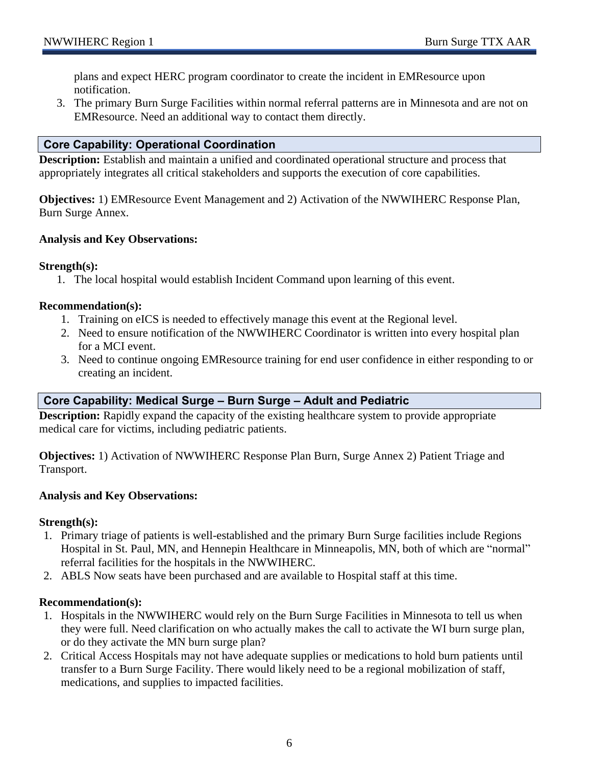plans and expect HERC program coordinator to create the incident in EMResource upon notification.

3. The primary Burn Surge Facilities within normal referral patterns are in Minnesota and are not on EMResource. Need an additional way to contact them directly.

### Core Capability: Operational Coordination

**Description:** Establish and maintain a unified and coordinated operational structure and process that appropriately integrates all critical stakeholders and supports the execution of core capabilities.

**Objectives:** 1) EMResource Event Management and 2) Activation of the NWWIHERC Response Plan, Burn Surge Annex.

**Analysis and Key Observations:**

**Strength(s):**

1. The local hospital would establish Incident Command upon learning of this event.

**Recommendation(s):**

1. Training on eICS is needed to effectively manage this event at the Regional level.
2. Need to ensure notification of the NWWIHERC Coordinator is written into every hospital plan for a MCI event.
3. Need to continue ongoing EMResource training for end user confidence in either responding to or creating an incident.

### Core Capability: Medical Surge – Burn Surge – Adult and Pediatric

**Description:** Rapidly expand the capacity of the existing healthcare system to provide appropriate medical care for victims, including pediatric patients.

**Objectives:** 1) Activation of NWWIHERC Response Plan Burn, Surge Annex 2) Patient Triage and Transport.

**Analysis and Key Observations:**

**Strength(s):**

1. Primary triage of patients is well-established and the primary Burn Surge facilities include Regions Hospital in St. Paul, MN, and Hennepin Healthcare in Minneapolis, MN, both of which are "normal" referral facilities for the hospitals in the NWWIHERC.
2. ABLS Now seats have been purchased and are available to Hospital staff at this time.

**Recommendation(s):**

1. Hospitals in the NWWIHERC would rely on the Burn Surge Facilities in Minnesota to tell us when they were full. Need clarification on who actually makes the call to activate the WI burn surge plan, or do they activate the MN burn surge plan?
2. Critical Access Hospitals may not have adequate supplies or medications to hold burn patients until transfer to a Burn Surge Facility. There would likely need to be a regional mobilization of staff, medications, and supplies to impacted facilities.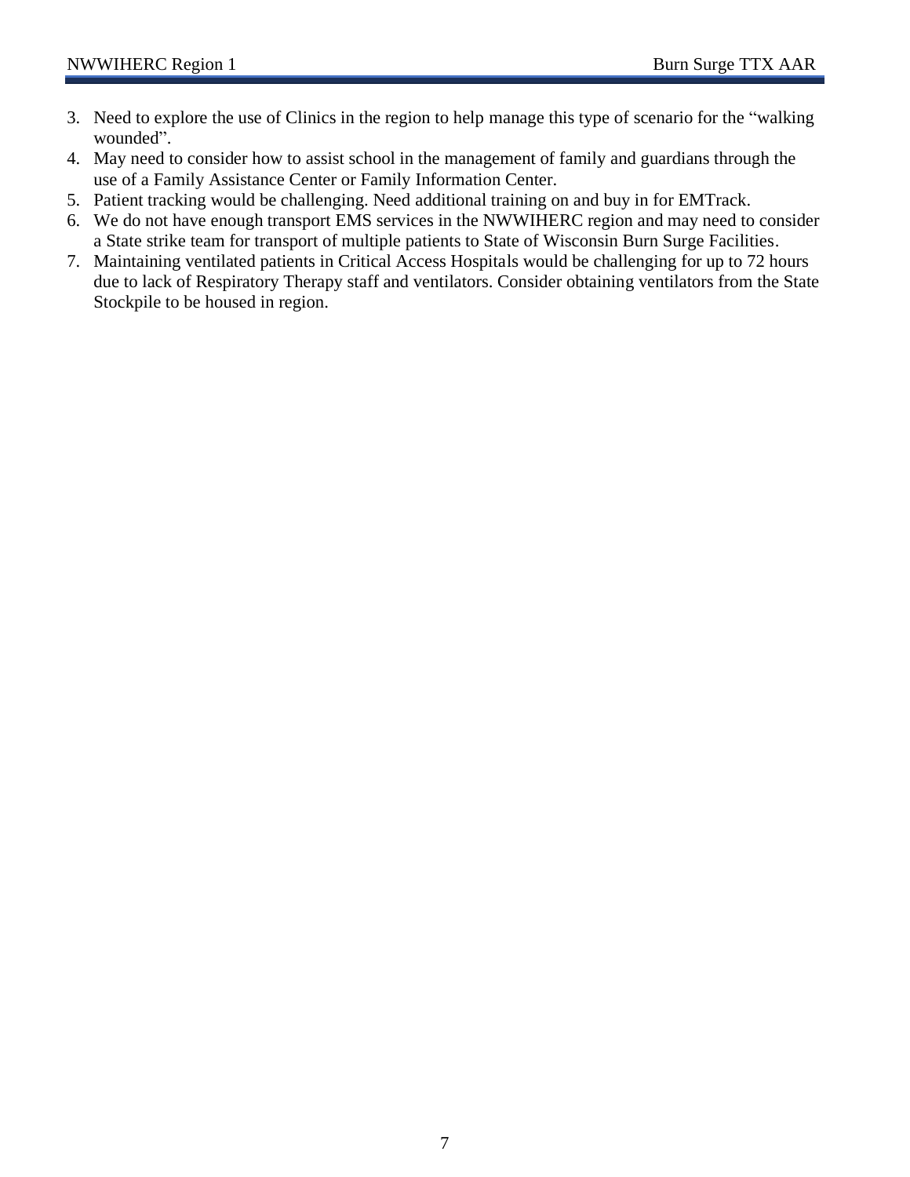3. Need to explore the use of Clinics in the region to help manage this type of scenario for the "walking wounded".
4. May need to consider how to assist school in the management of family and guardians through the use of a Family Assistance Center or Family Information Center.
5. Patient tracking would be challenging. Need additional training on and buy in for EMTrack.
6. We do not have enough transport EMS services in the NWWIHERC region and may need to consider a State strike team for transport of multiple patients to State of Wisconsin Burn Surge Facilities.
7. Maintaining ventilated patients in Critical Access Hospitals would be challenging for up to 72 hours due to lack of Respiratory Therapy staff and ventilators. Consider obtaining ventilators from the State Stockpile to be housed in region.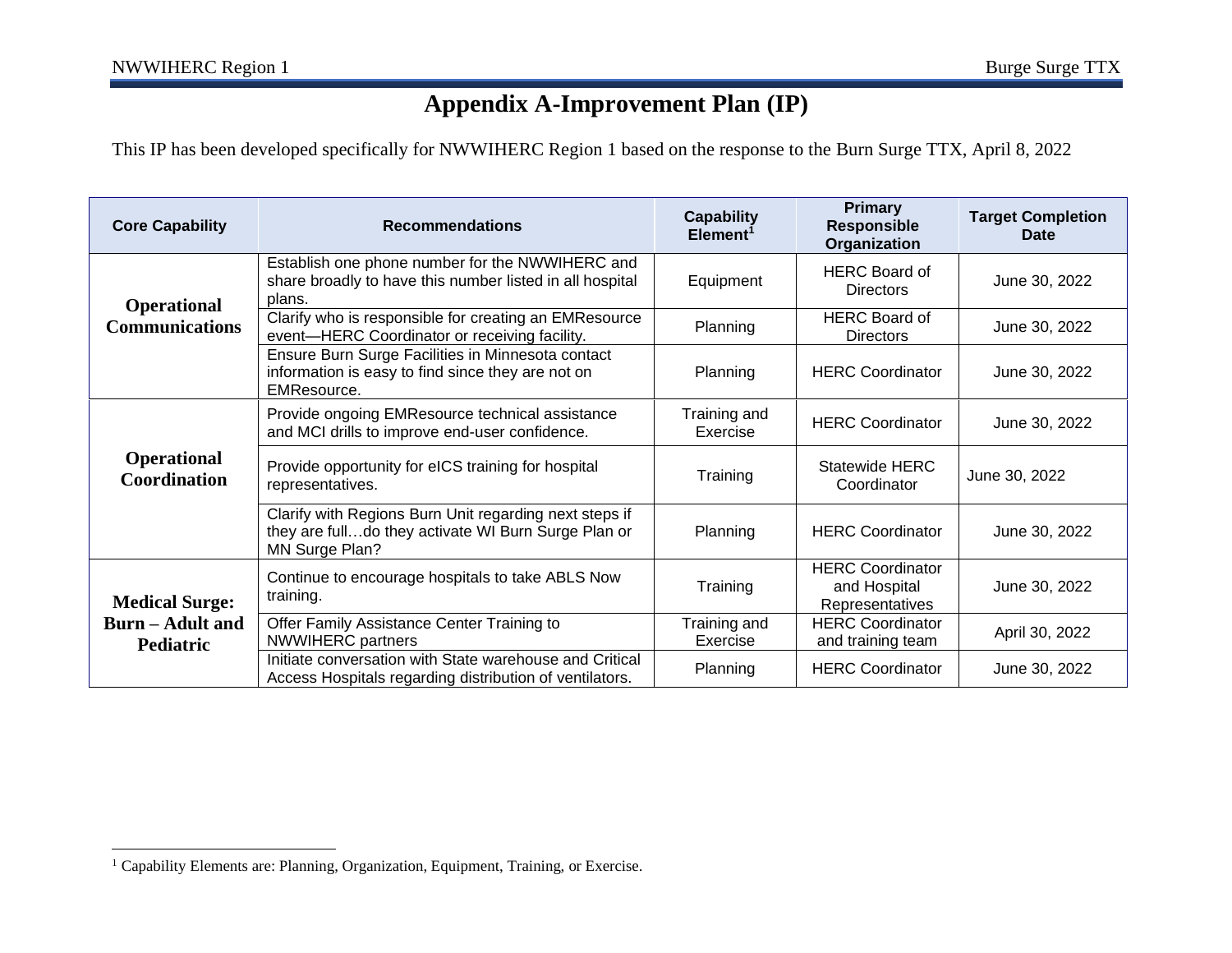# Appendix A-Improvement Plan (IP)

This IP has been developed specifically for NWWIHERC Region 1 based on the response to the Burn Surge TTX, April 8, 2022

| Core Capability | Recommendations | Capability Element[1] | Primary Responsible Organization | Target Completion Date |
|---|---|---|---|---|
| **Operational Communications** | Establish one phone number for the NWWIHERC and share broadly to have this number listed in all hospital plans. | Equipment | HERC Board of Directors | June 30, 2022 |
| | Clarify who is responsible for creating an EMResource event—HERC Coordinator or receiving facility. | Planning | HERC Board of Directors | June 30, 2022 |
| | Ensure Burn Surge Facilities in Minnesota contact information is easy to find since they are not on EMResource. | Planning | HERC Coordinator | June 30, 2022 |
| **Operational Coordination** | Provide ongoing EMResource technical assistance and MCI drills to improve end-user confidence. | Training and Exercise | HERC Coordinator | June 30, 2022 |
| | Provide opportunity for eICS training for hospital representatives. | Training | Statewide HERC Coordinator | June 30, 2022 |
| | Clarify with Regions Burn Unit regarding next steps if they are full…do they activate WI Burn Surge Plan or MN Surge Plan? | Planning | HERC Coordinator | June 30, 2022 |
| **Medical Surge: Burn – Adult and Pediatric** | Continue to encourage hospitals to take ABLS Now training. | Training | HERC Coordinator and Hospital Representatives | June 30, 2022 |
| | Offer Family Assistance Center Training to NWWIHERC partners | Training and Exercise | HERC Coordinator and training team | April 30, 2022 |
| | Initiate conversation with State warehouse and Critical Access Hospitals regarding distribution of ventilators. | Planning | HERC Coordinator | June 30, 2022 |

[1] Capability Elements are: Planning, Organization, Equipment, Training, or Exercise.